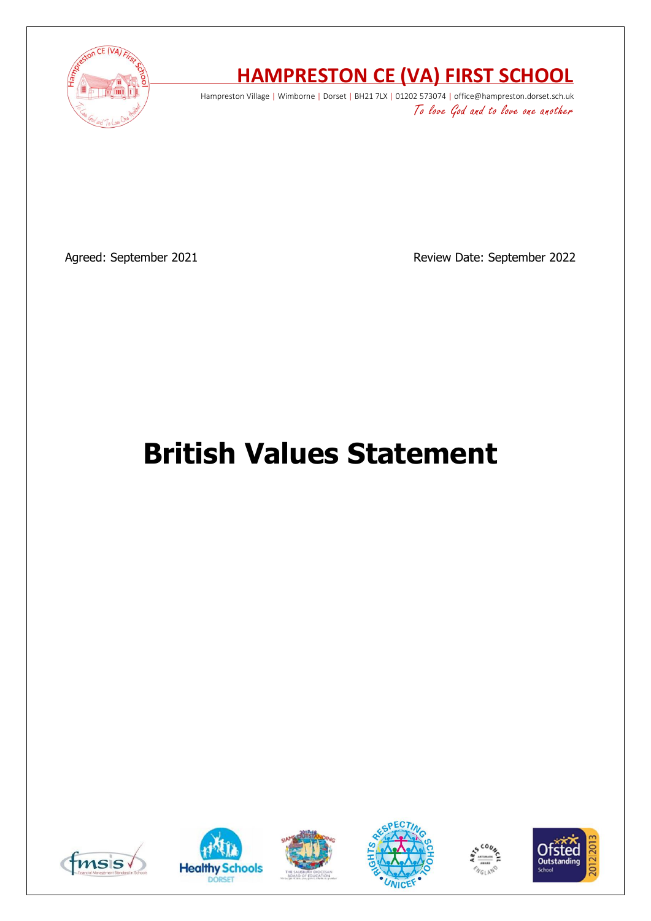# HAMPRESTON CE (VA) FIRST SCHOOL

Hampreston Village | Wimborne | Dorset | BH21 7LX | 01202 573074 | office@hampreston.dorset.sch.uk

*To love God and to love one another*

Agreed: September 2021

Review Date: September 2022

# British Values Statement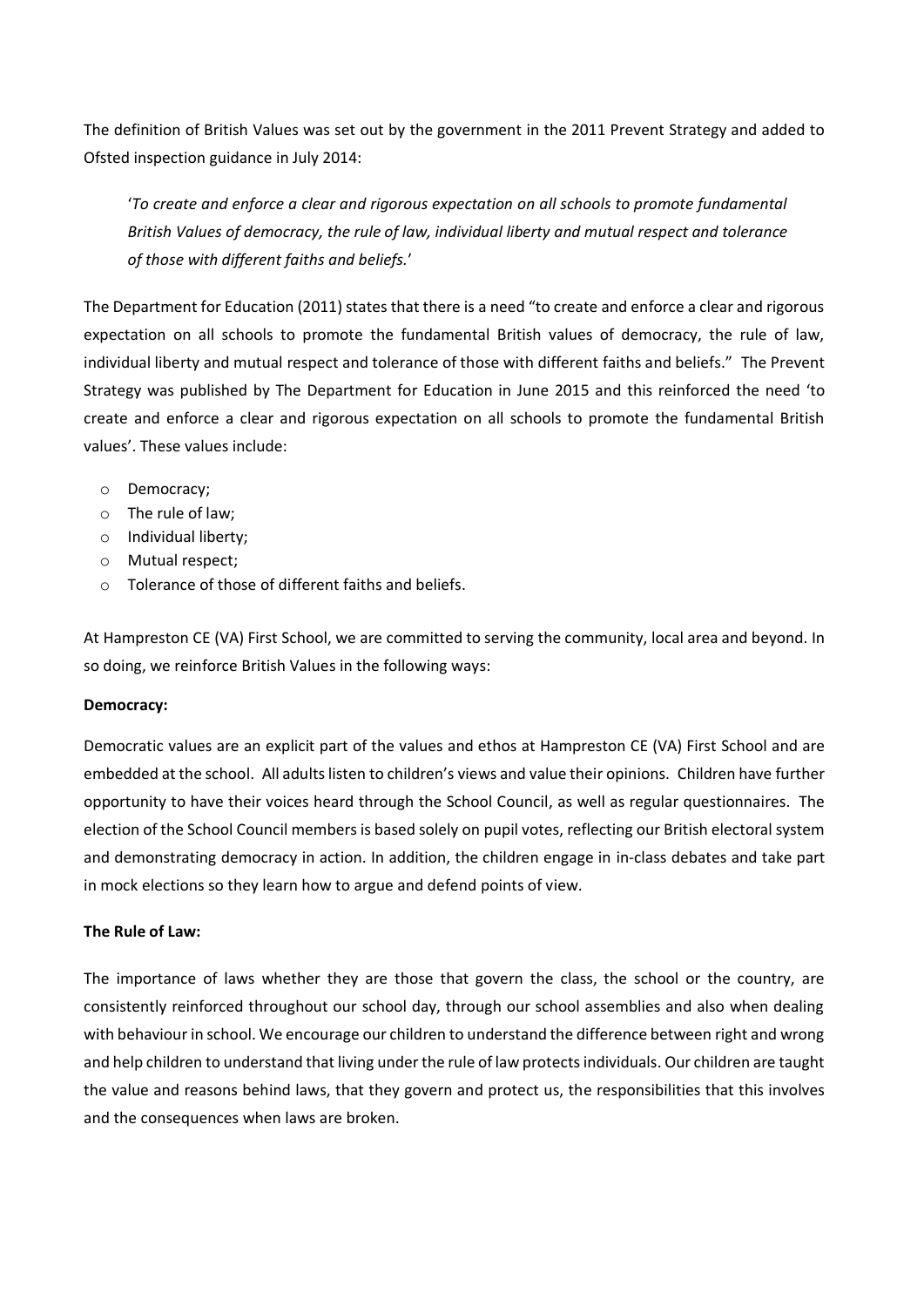The definition of British Values was set out by the government in the 2011 Prevent Strategy and added to Ofsted inspection guidance in July 2014:

> '*To create and enforce a clear and rigorous expectation on all schools to promote fundamental British Values of democracy, the rule of law, individual liberty and mutual respect and tolerance of those with different faiths and beliefs.*'

The Department for Education (2011) states that there is a need "to create and enforce a clear and rigorous expectation on all schools to promote the fundamental British values of democracy, the rule of law, individual liberty and mutual respect and tolerance of those with different faiths and beliefs." The Prevent Strategy was published by The Department for Education in June 2015 and this reinforced the need 'to create and enforce a clear and rigorous expectation on all schools to promote the fundamental British values'. These values include:

- Democracy;
- The rule of law;
- Individual liberty;
- Mutual respect;
- Tolerance of those of different faiths and beliefs.

At Hampreston CE (VA) First School, we are committed to serving the community, local area and beyond. In so doing, we reinforce British Values in the following ways:

**Democracy:**

Democratic values are an explicit part of the values and ethos at Hampreston CE (VA) First School and are embedded at the school. All adults listen to children's views and value their opinions. Children have further opportunity to have their voices heard through the School Council, as well as regular questionnaires. The election of the School Council members is based solely on pupil votes, reflecting our British electoral system and demonstrating democracy in action. In addition, the children engage in in-class debates and take part in mock elections so they learn how to argue and defend points of view.

**The Rule of Law:**

The importance of laws whether they are those that govern the class, the school or the country, are consistently reinforced throughout our school day, through our school assemblies and also when dealing with behaviour in school. We encourage our children to understand the difference between right and wrong and help children to understand that living under the rule of law protects individuals. Our children are taught the value and reasons behind laws, that they govern and protect us, the responsibilities that this involves and the consequences when laws are broken.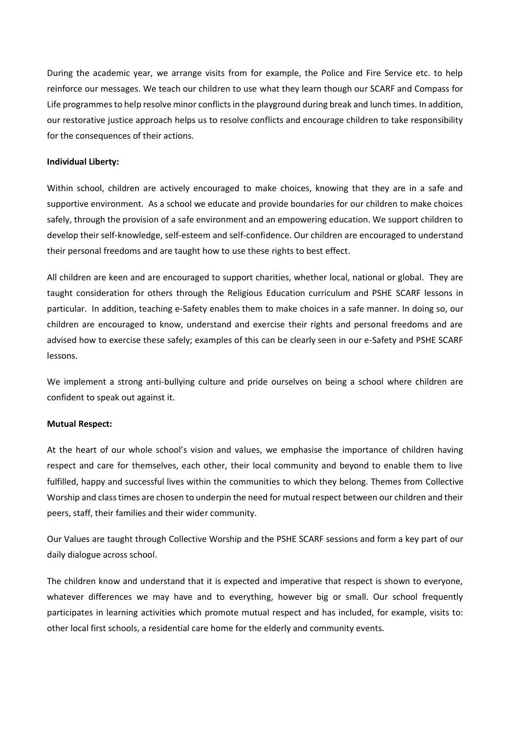During the academic year, we arrange visits from for example, the Police and Fire Service etc. to help reinforce our messages. We teach our children to use what they learn though our SCARF and Compass for Life programmes to help resolve minor conflicts in the playground during break and lunch times. In addition, our restorative justice approach helps us to resolve conflicts and encourage children to take responsibility for the consequences of their actions.

**Individual Liberty:**

Within school, children are actively encouraged to make choices, knowing that they are in a safe and supportive environment. As a school we educate and provide boundaries for our children to make choices safely, through the provision of a safe environment and an empowering education. We support children to develop their self-knowledge, self-esteem and self-confidence. Our children are encouraged to understand their personal freedoms and are taught how to use these rights to best effect.

All children are keen and are encouraged to support charities, whether local, national or global. They are taught consideration for others through the Religious Education curriculum and PSHE SCARF lessons in particular. In addition, teaching e-Safety enables them to make choices in a safe manner. In doing so, our children are encouraged to know, understand and exercise their rights and personal freedoms and are advised how to exercise these safely; examples of this can be clearly seen in our e-Safety and PSHE SCARF lessons.

We implement a strong anti-bullying culture and pride ourselves on being a school where children are confident to speak out against it.

**Mutual Respect:**

At the heart of our whole school's vision and values, we emphasise the importance of children having respect and care for themselves, each other, their local community and beyond to enable them to live fulfilled, happy and successful lives within the communities to which they belong. Themes from Collective Worship and class times are chosen to underpin the need for mutual respect between our children and their peers, staff, their families and their wider community.

Our Values are taught through Collective Worship and the PSHE SCARF sessions and form a key part of our daily dialogue across school.

The children know and understand that it is expected and imperative that respect is shown to everyone, whatever differences we may have and to everything, however big or small. Our school frequently participates in learning activities which promote mutual respect and has included, for example, visits to: other local first schools, a residential care home for the elderly and community events.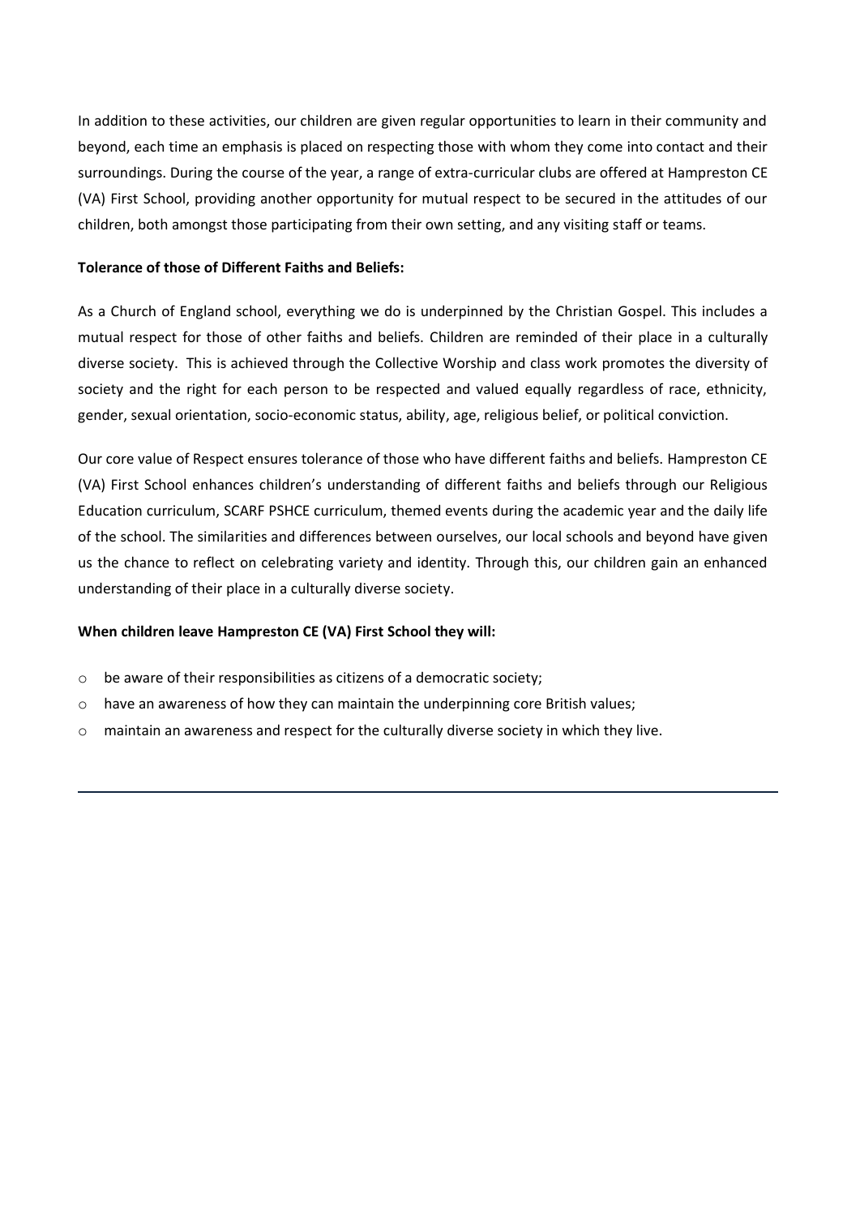In addition to these activities, our children are given regular opportunities to learn in their community and beyond, each time an emphasis is placed on respecting those with whom they come into contact and their surroundings. During the course of the year, a range of extra-curricular clubs are offered at Hampreston CE (VA) First School, providing another opportunity for mutual respect to be secured in the attitudes of our children, both amongst those participating from their own setting, and any visiting staff or teams.

**Tolerance of those of Different Faiths and Beliefs:**

As a Church of England school, everything we do is underpinned by the Christian Gospel. This includes a mutual respect for those of other faiths and beliefs. Children are reminded of their place in a culturally diverse society. This is achieved through the Collective Worship and class work promotes the diversity of society and the right for each person to be respected and valued equally regardless of race, ethnicity, gender, sexual orientation, socio-economic status, ability, age, religious belief, or political conviction.

Our core value of Respect ensures tolerance of those who have different faiths and beliefs. Hampreston CE (VA) First School enhances children's understanding of different faiths and beliefs through our Religious Education curriculum, SCARF PSHCE curriculum, themed events during the academic year and the daily life of the school. The similarities and differences between ourselves, our local schools and beyond have given us the chance to reflect on celebrating variety and identity. Through this, our children gain an enhanced understanding of their place in a culturally diverse society.

**When children leave Hampreston CE (VA) First School they will:**

- be aware of their responsibilities as citizens of a democratic society;
- have an awareness of how they can maintain the underpinning core British values;
- maintain an awareness and respect for the culturally diverse society in which they live.